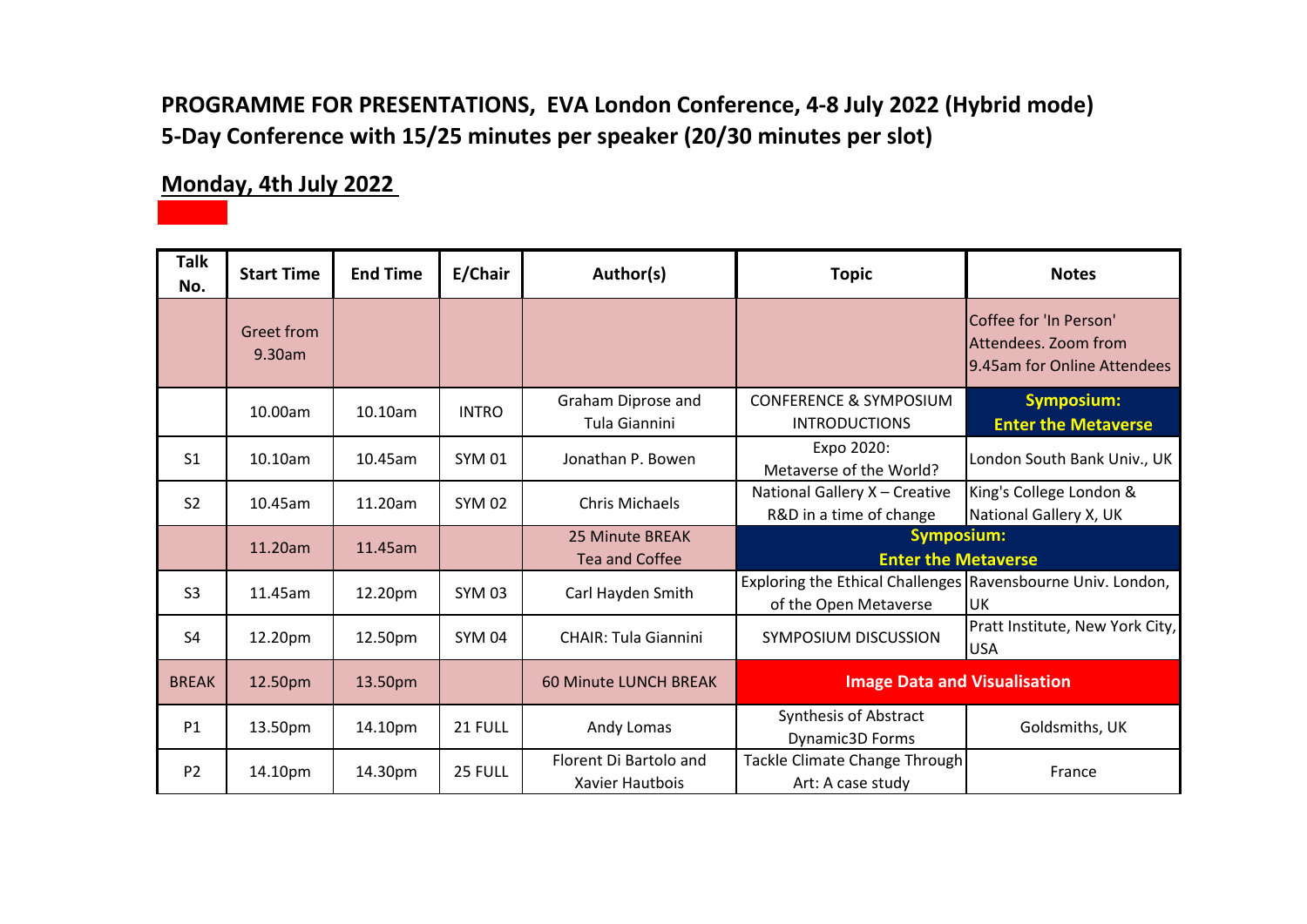**PROGRAMME FOR PRESENTATIONS, EVA London Conference, 4-8 July 2022 (Hybrid mode)**
**5-Day Conference with 15/25 minutes per speaker (20/30 minutes per slot)**

## Monday, 4th July 2022

| Talk No. | Start Time | End Time | E/Chair | Author(s) | Topic | Notes |
|---|---|---|---|---|---|---|
| | Greet from 9.30am | | | | | Coffee for 'In Person' Attendees. Zoom from 9.45am for Online Attendees |
| | 10.00am | 10.10am | INTRO | Graham Diprose and Tula Giannini | CONFERENCE & SYMPOSIUM INTRODUCTIONS | **Symposium: Enter the Metaverse** |
| S1 | 10.10am | 10.45am | SYM 01 | Jonathan P. Bowen | Expo 2020: Metaverse of the World? | London South Bank Univ., UK |
| S2 | 10.45am | 11.20am | SYM 02 | Chris Michaels | National Gallery X – Creative R&D in a time of change | King's College London & National Gallery X, UK |
| | 11.20am | 11.45am | | 25 Minute BREAK Tea and Coffee | **Symposium: Enter the Metaverse** | |
| S3 | 11.45am | 12.20pm | SYM 03 | Carl Hayden Smith | Exploring the Ethical Challenges of the Open Metaverse | Ravensbourne Univ. London, UK |
| S4 | 12.20pm | 12.50pm | SYM 04 | CHAIR: Tula Giannini | SYMPOSIUM DISCUSSION | Pratt Institute, New York City, USA |
| BREAK | 12.50pm | 13.50pm | | 60 Minute LUNCH BREAK | **Image Data and Visualisation** | |
| P1 | 13.50pm | 14.10pm | 21 FULL | Andy Lomas | Synthesis of Abstract Dynamic3D Forms | Goldsmiths, UK |
| P2 | 14.10pm | 14.30pm | 25 FULL | Florent Di Bartolo and Xavier Hautbois | Tackle Climate Change Through Art: A case study | France |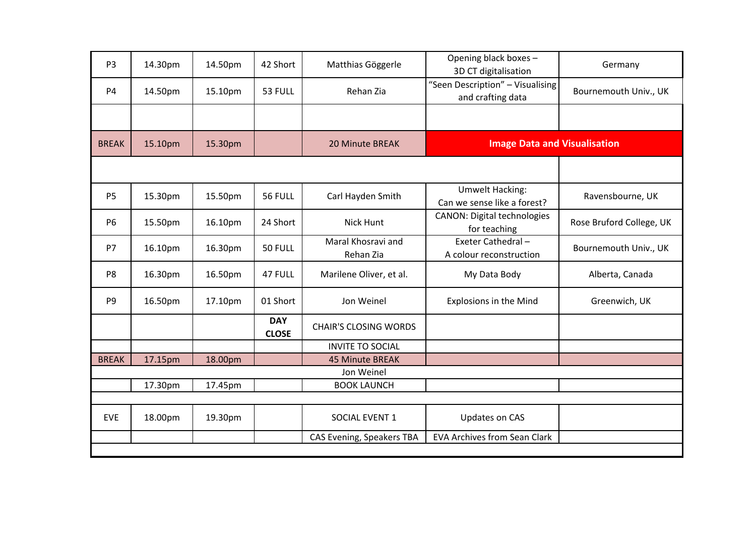| P3 | 14.30pm | 14.50pm | 42 Short | Matthias Göggerle | Opening black boxes – 3D CT digitalisation | Germany |
|---|---|---|---|---|---|---|
| P4 | 14.50pm | 15.10pm | 53 FULL | Rehan Zia | "Seen Description" – Visualising and crafting data | Bournemouth Univ., UK |
| | | | | | | |
| BREAK | 15.10pm | 15.30pm | | 20 Minute BREAK | **Image Data and Visualisation** | |
| | | | | | | |
| P5 | 15.30pm | 15.50pm | 56 FULL | Carl Hayden Smith | Umwelt Hacking: Can we sense like a forest? | Ravensbourne, UK |
| P6 | 15.50pm | 16.10pm | 24 Short | Nick Hunt | CANON: Digital technologies for teaching | Rose Bruford College, UK |
| P7 | 16.10pm | 16.30pm | 50 FULL | Maral Khosravi and Rehan Zia | Exeter Cathedral – A colour reconstruction | Bournemouth Univ., UK |
| P8 | 16.30pm | 16.50pm | 47 FULL | Marilene Oliver, et al. | My Data Body | Alberta, Canada |
| P9 | 16.50pm | 17.10pm | 01 Short | Jon Weinel | Explosions in the Mind | Greenwich, UK |
| | | | **DAY CLOSE** | CHAIR'S CLOSING WORDS | | |
| | | | | INVITE TO SOCIAL | | |
| BREAK | 17.15pm | 18.00pm | | 45 Minute BREAK | | |
| | | | | Jon Weinel | | |
| | 17.30pm | 17.45pm | | BOOK LAUNCH | | |
| | | | | | | |
| EVE | 18.00pm | 19.30pm | | SOCIAL EVENT 1 | Updates on CAS | |
| | | | | CAS Evening, Speakers TBA | EVA Archives from Sean Clark | |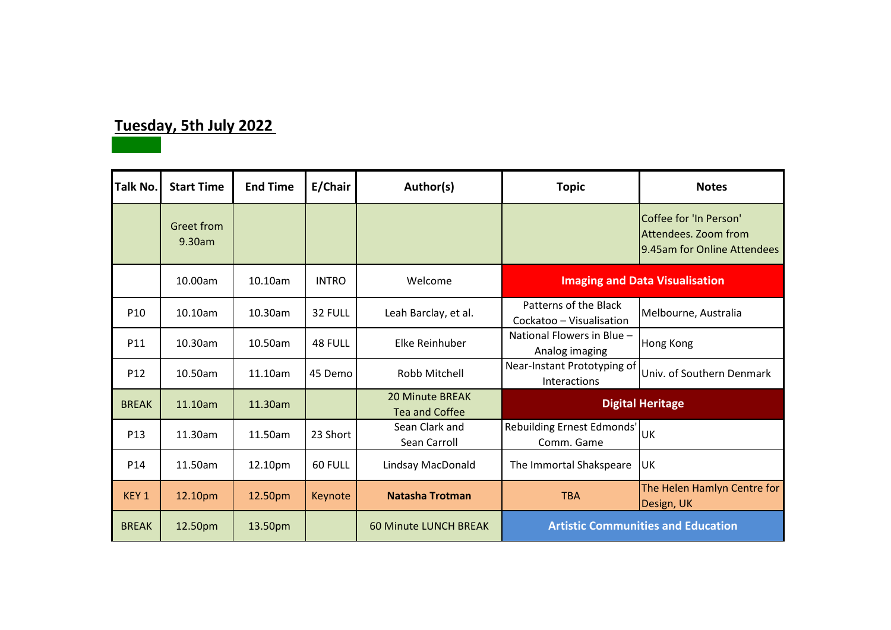## Tuesday, 5th July 2022

| Talk No. | Start Time | End Time | E/Chair | Author(s) | Topic | Notes |
|---|---|---|---|---|---|---|
| | Greet from 9.30am | | | | | Coffee for 'In Person' Attendees. Zoom from 9.45am for Online Attendees |
| | 10.00am | 10.10am | INTRO | Welcome | **Imaging and Data Visualisation** | |
| P10 | 10.10am | 10.30am | 32 FULL | Leah Barclay, et al. | Patterns of the Black Cockatoo – Visualisation | Melbourne, Australia |
| P11 | 10.30am | 10.50am | 48 FULL | Elke Reinhuber | National Flowers in Blue – Analog imaging | Hong Kong |
| P12 | 10.50am | 11.10am | 45 Demo | Robb Mitchell | Near-Instant Prototyping of Interactions | Univ. of Southern Denmark |
| BREAK | 11.10am | 11.30am | | 20 Minute BREAK Tea and Coffee | **Digital Heritage** | |
| P13 | 11.30am | 11.50am | 23 Short | Sean Clark and Sean Carroll | Rebuilding Ernest Edmonds' Comm. Game | UK |
| P14 | 11.50am | 12.10pm | 60 FULL | Lindsay MacDonald | The Immortal Shakspeare | UK |
| KEY 1 | 12.10pm | 12.50pm | Keynote | **Natasha Trotman** | TBA | The Helen Hamlyn Centre for Design, UK |
| BREAK | 12.50pm | 13.50pm | | 60 Minute LUNCH BREAK | **Artistic Communities and Education** | |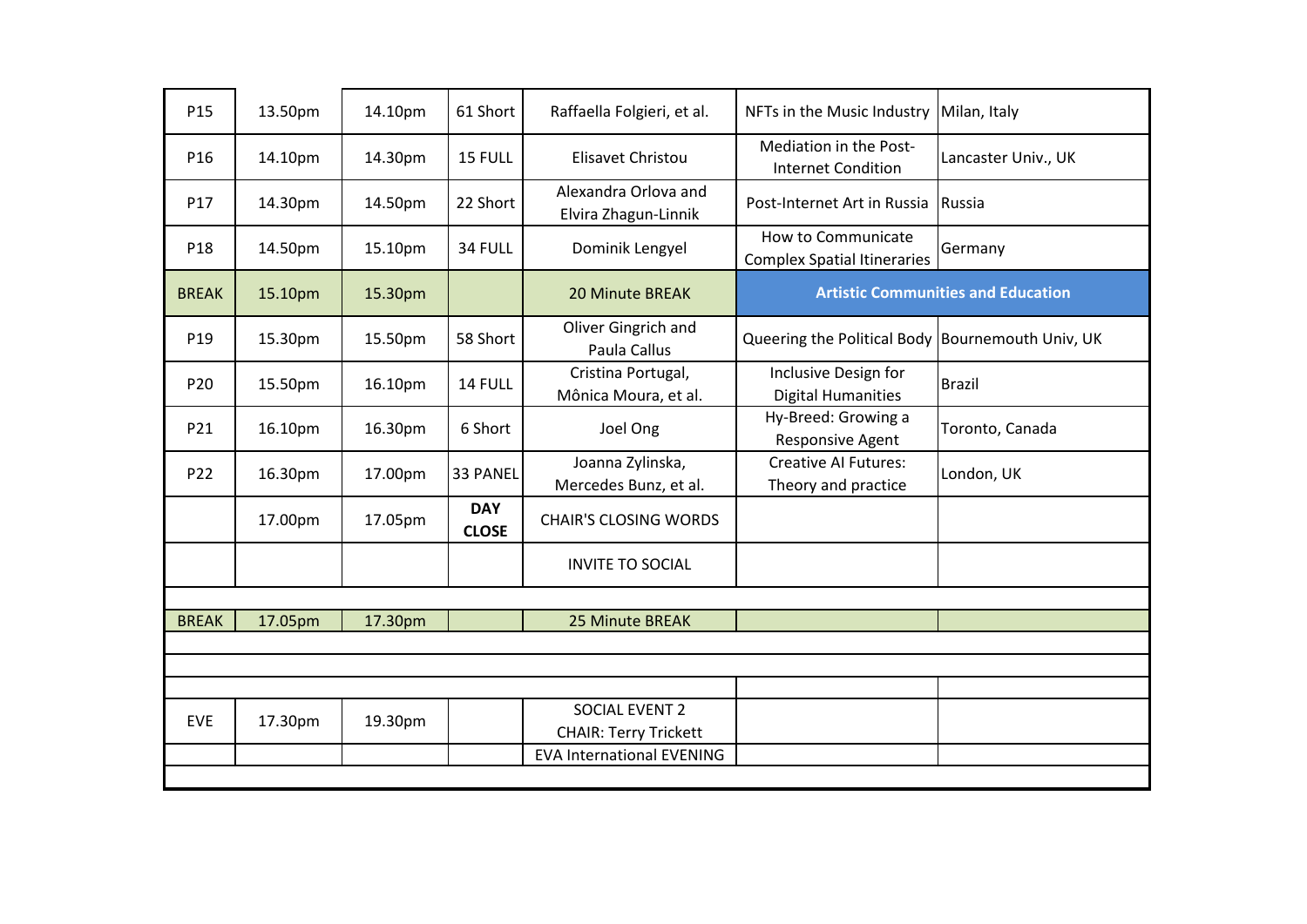| P15 | 13.50pm | 14.10pm | 61 Short | Raffaella Folgieri, et al. | NFTs in the Music Industry | Milan, Italy |
|---|---|---|---|---|---|---|
| P16 | 14.10pm | 14.30pm | 15 FULL | Elisavet Christou | Mediation in the Post-Internet Condition | Lancaster Univ., UK |
| P17 | 14.30pm | 14.50pm | 22 Short | Alexandra Orlova and Elvira Zhagun-Linnik | Post-Internet Art in Russia | Russia |
| P18 | 14.50pm | 15.10pm | 34 FULL | Dominik Lengyel | How to Communicate Complex Spatial Itineraries | Germany |
| BREAK | 15.10pm | 15.30pm | | 20 Minute BREAK | **Artistic Communities and Education** | |
| P19 | 15.30pm | 15.50pm | 58 Short | Oliver Gingrich and Paula Callus | Queering the Political Body | Bournemouth Univ, UK |
| P20 | 15.50pm | 16.10pm | 14 FULL | Cristina Portugal, Mônica Moura, et al. | Inclusive Design for Digital Humanities | Brazil |
| P21 | 16.10pm | 16.30pm | 6 Short | Joel Ong | Hy-Breed: Growing a Responsive Agent | Toronto, Canada |
| P22 | 16.30pm | 17.00pm | 33 PANEL | Joanna Zylinska, Mercedes Bunz, et al. | Creative AI Futures: Theory and practice | London, UK |
| | 17.00pm | 17.05pm | **DAY CLOSE** | CHAIR'S CLOSING WORDS | | |
| | | | | INVITE TO SOCIAL | | |
| | | | | | | |
| BREAK | 17.05pm | 17.30pm | | 25 Minute BREAK | | |
| | | | | | | |
| | | | | | | |
| | | | | | | |
| EVE | 17.30pm | 19.30pm | | SOCIAL EVENT 2 CHAIR: Terry Trickett | | |
| | | | | EVA International EVENING | | |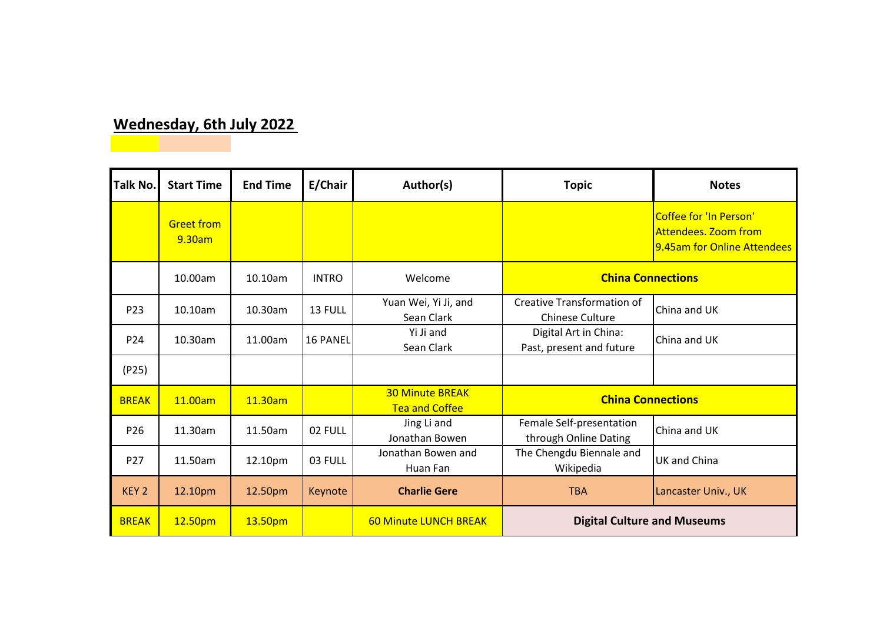## Wednesday, 6th July 2022

| Talk No. | Start Time | End Time | E/Chair | Author(s) | Topic | Notes |
|---|---|---|---|---|---|---|
| | Greet from 9.30am | | | | | Coffee for 'In Person' Attendees. Zoom from 9.45am for Online Attendees |
| | 10.00am | 10.10am | INTRO | Welcome | **China Connections** | |
| P23 | 10.10am | 10.30am | 13 FULL | Yuan Wei, Yi Ji, and Sean Clark | Creative Transformation of Chinese Culture | China and UK |
| P24 | 10.30am | 11.00am | 16 PANEL | Yi Ji and Sean Clark | Digital Art in China: Past, present and future | China and UK |
| (P25) | | | | | | |
| BREAK | 11.00am | 11.30am | | 30 Minute BREAK Tea and Coffee | **China Connections** | |
| P26 | 11.30am | 11.50am | 02 FULL | Jing Li and Jonathan Bowen | Female Self-presentation through Online Dating | China and UK |
| P27 | 11.50am | 12.10pm | 03 FULL | Jonathan Bowen and Huan Fan | The Chengdu Biennale and Wikipedia | UK and China |
| KEY 2 | 12.10pm | 12.50pm | Keynote | **Charlie Gere** | TBA | Lancaster Univ., UK |
| BREAK | 12.50pm | 13.50pm | | 60 Minute LUNCH BREAK | **Digital Culture and Museums** | |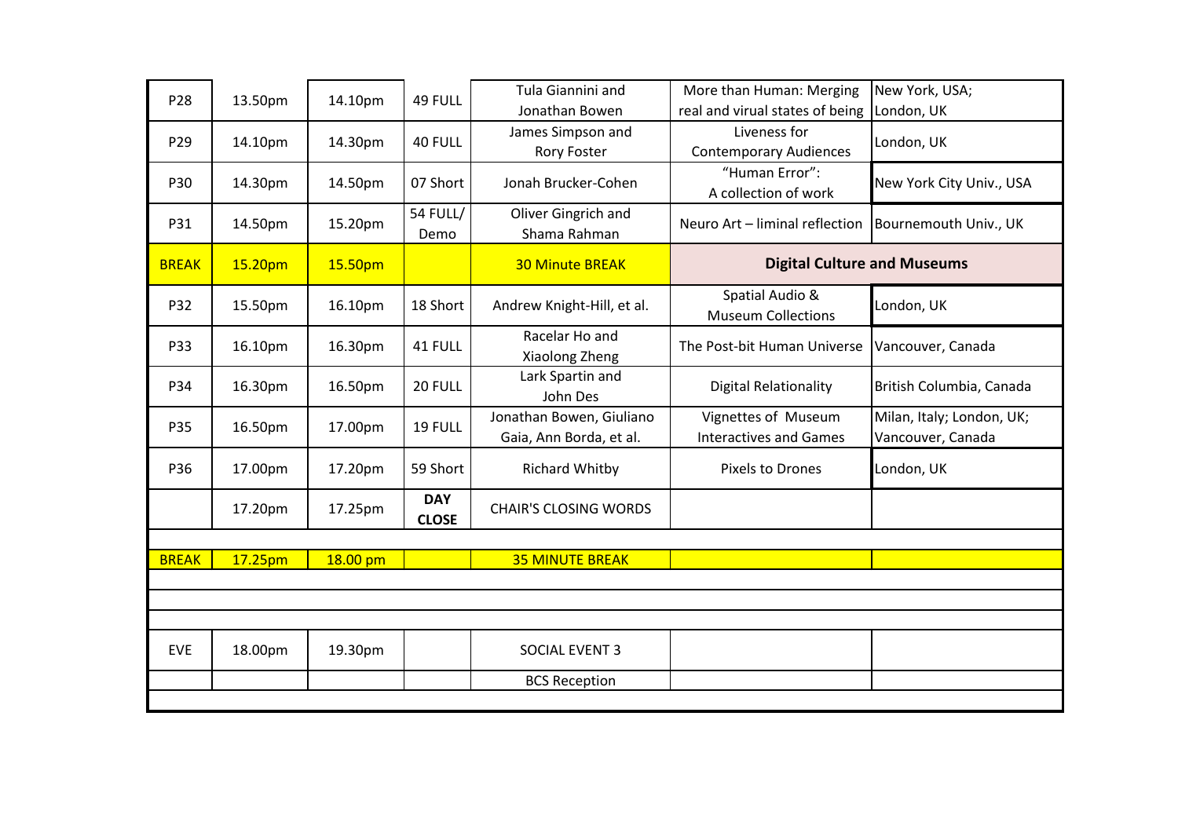| | | | | | | |
|---|---|---|---|---|---|---|
| P28 | 13.50pm | 14.10pm | 49 FULL | Tula Giannini and Jonathan Bowen | More than Human: Merging real and virual states of being | New York, USA; London, UK |
| P29 | 14.10pm | 14.30pm | 40 FULL | James Simpson and Rory Foster | Liveness for Contemporary Audiences | London, UK |
| P30 | 14.30pm | 14.50pm | 07 Short | Jonah Brucker-Cohen | "Human Error": A collection of work | New York City Univ., USA |
| P31 | 14.50pm | 15.20pm | 54 FULL/ Demo | Oliver Gingrich and Shama Rahman | Neuro Art – liminal reflection | Bournemouth Univ., UK |
| BREAK | 15.20pm | 15.50pm | | 30 Minute BREAK | **Digital Culture and Museums** | |
| P32 | 15.50pm | 16.10pm | 18 Short | Andrew Knight-Hill, et al. | Spatial Audio & Museum Collections | London, UK |
| P33 | 16.10pm | 16.30pm | 41 FULL | Racelar Ho and Xiaolong Zheng | The Post-bit Human Universe | Vancouver, Canada |
| P34 | 16.30pm | 16.50pm | 20 FULL | Lark Spartin and John Des | Digital Relationality | British Columbia, Canada |
| P35 | 16.50pm | 17.00pm | 19 FULL | Jonathan Bowen, Giuliano Gaia, Ann Borda, et al. | Vignettes of Museum Interactives and Games | Milan, Italy; London, UK; Vancouver, Canada |
| P36 | 17.00pm | 17.20pm | 59 Short | Richard Whitby | Pixels to Drones | London, UK |
| | 17.20pm | 17.25pm | **DAY CLOSE** | CHAIR'S CLOSING WORDS | | |
| | | | | | | |
| BREAK | 17.25pm | 18.00 pm | | 35 MINUTE BREAK | | |
| | | | | | | |
| EVE | 18.00pm | 19.30pm | | SOCIAL EVENT 3 | | |
| | | | | BCS Reception | | |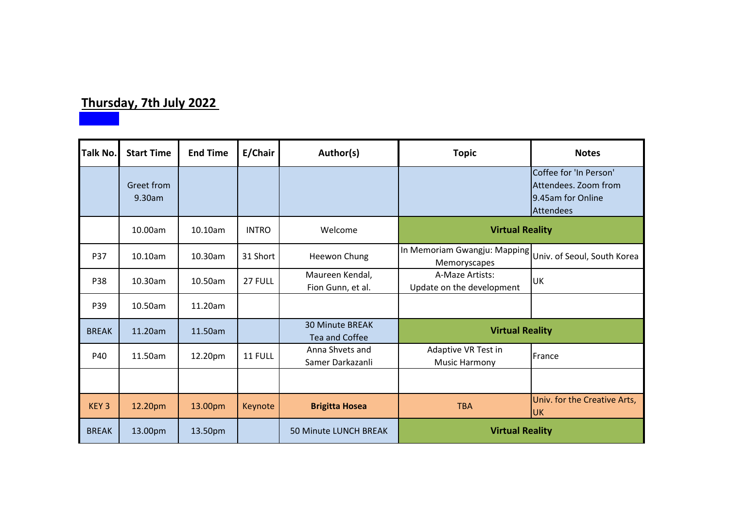**Thursday, 7th July 2022**

| Talk No. | Start Time | End Time | E/Chair | Author(s) | Topic | Notes |
|---|---|---|---|---|---|---|
| | Greet from 9.30am | | | | | Coffee for 'In Person' Attendees. Zoom from 9.45am for Online Attendees |
| | 10.00am | 10.10am | INTRO | Welcome | **Virtual Reality** | |
| P37 | 10.10am | 10.30am | 31 Short | Heewon Chung | In Memoriam Gwangju: Mapping Memoryscapes | Univ. of Seoul, South Korea |
| P38 | 10.30am | 10.50am | 27 FULL | Maureen Kendal, Fion Gunn, et al. | A-Maze Artists: Update on the development | UK |
| P39 | 10.50am | 11.20am | | | | |
| BREAK | 11.20am | 11.50am | | 30 Minute BREAK Tea and Coffee | **Virtual Reality** | |
| P40 | 11.50am | 12.20pm | 11 FULL | Anna Shvets and Samer Darkazanli | Adaptive VR Test in Music Harmony | France |
| | | | | | | |
| KEY 3 | 12.20pm | 13.00pm | Keynote | **Brigitta Hosea** | TBA | Univ. for the Creative Arts, UK |
| BREAK | 13.00pm | 13.50pm | | 50 Minute LUNCH BREAK | **Virtual Reality** | |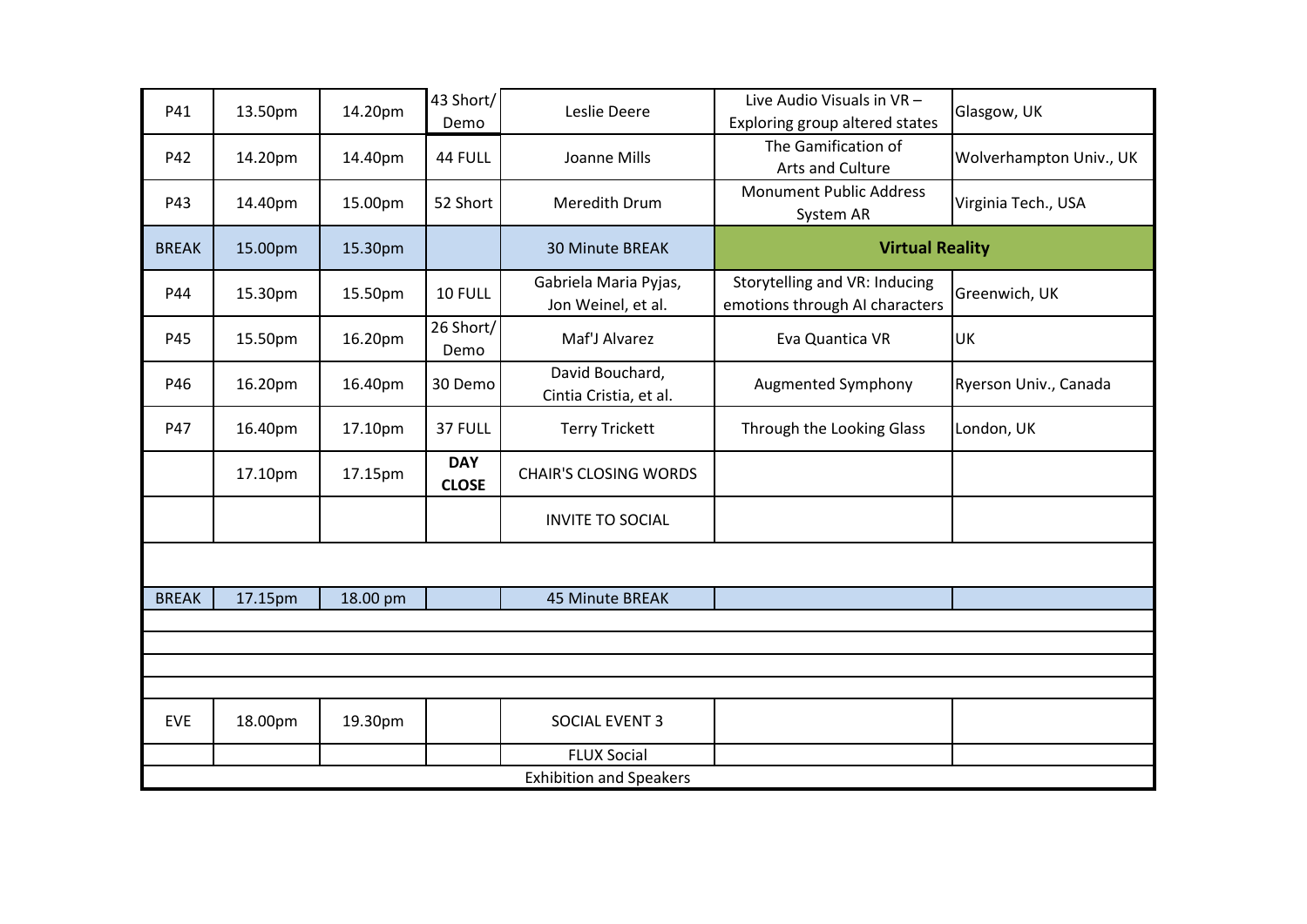| P41 | 13.50pm | 14.20pm | 43 Short/ Demo | Leslie Deere | Live Audio Visuals in VR – Exploring group altered states | Glasgow, UK |
|---|---|---|---|---|---|---|
| P42 | 14.20pm | 14.40pm | 44 FULL | Joanne Mills | The Gamification of Arts and Culture | Wolverhampton Univ., UK |
| P43 | 14.40pm | 15.00pm | 52 Short | Meredith Drum | Monument Public Address System AR | Virginia Tech., USA |
| BREAK | 15.00pm | 15.30pm | | 30 Minute BREAK | **Virtual Reality** | |
| P44 | 15.30pm | 15.50pm | 10 FULL | Gabriela Maria Pyjas, Jon Weinel, et al. | Storytelling and VR: Inducing emotions through AI characters | Greenwich, UK |
| P45 | 15.50pm | 16.20pm | 26 Short/ Demo | Maf'J Alvarez | Eva Quantica VR | UK |
| P46 | 16.20pm | 16.40pm | 30 Demo | David Bouchard, Cintia Cristia, et al. | Augmented Symphony | Ryerson Univ., Canada |
| P47 | 16.40pm | 17.10pm | 37 FULL | Terry Trickett | Through the Looking Glass | London, UK |
| | 17.10pm | 17.15pm | **DAY CLOSE** | CHAIR'S CLOSING WORDS | | |
| | | | | INVITE TO SOCIAL | | |
| | | | | | | |
| BREAK | 17.15pm | 18.00 pm | | 45 Minute BREAK | | |
| | | | | | | |
| | | | | | | |
| | | | | | | |
| | | | | | | |
| EVE | 18.00pm | 19.30pm | | SOCIAL EVENT 3 | | |
| | | | | FLUX Social | | |
| | | | | Exhibition and Speakers | | |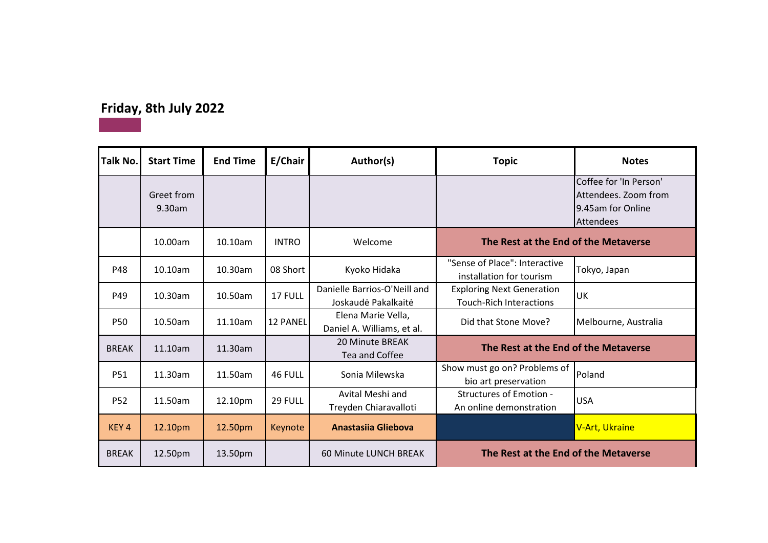## Friday, 8th July 2022

| Talk No. | Start Time | End Time | E/Chair | Author(s) | Topic | Notes |
|---|---|---|---|---|---|---|
| | Greet from 9.30am | | | | | Coffee for 'In Person' Attendees. Zoom from 9.45am for Online Attendees |
| | 10.00am | 10.10am | INTRO | Welcome | **The Rest at the End of the Metaverse** | |
| P48 | 10.10am | 10.30am | 08 Short | Kyoko Hidaka | "Sense of Place": Interactive installation for tourism | Tokyo, Japan |
| P49 | 10.30am | 10.50am | 17 FULL | Danielle Barrios-O'Neill and Joskaudė Pakalkaitė | Exploring Next Generation Touch-Rich Interactions | UK |
| P50 | 10.50am | 11.10am | 12 PANEL | Elena Marie Vella, Daniel A. Williams, et al. | Did that Stone Move? | Melbourne, Australia |
| BREAK | 11.10am | 11.30am | | 20 Minute BREAK Tea and Coffee | **The Rest at the End of the Metaverse** | |
| P51 | 11.30am | 11.50am | 46 FULL | Sonia Milewska | Show must go on? Problems of bio art preservation | Poland |
| P52 | 11.50am | 12.10pm | 29 FULL | Avital Meshi and Treyden Chiaravalloti | Structures of Emotion - An online demonstration | USA |
| KEY 4 | 12.10pm | 12.50pm | Keynote | **Anastasiia Gliebova** | | V-Art, Ukraine |
| BREAK | 12.50pm | 13.50pm | | 60 Minute LUNCH BREAK | **The Rest at the End of the Metaverse** | |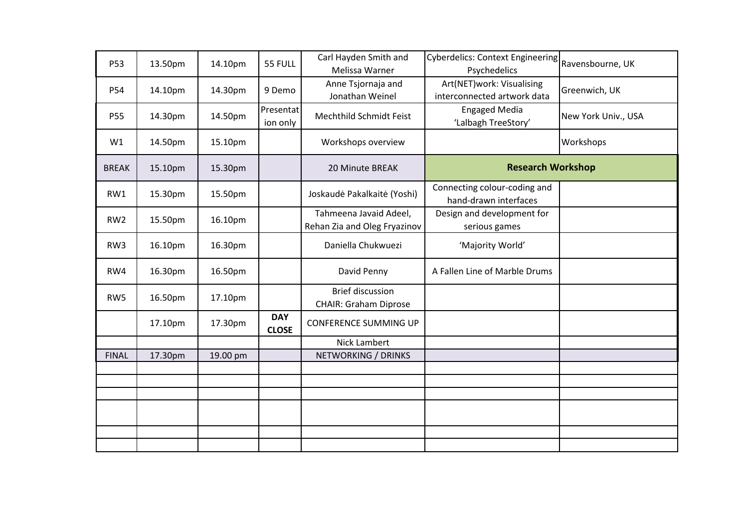| P53 | 13.50pm | 14.10pm | 55 FULL | Carl Hayden Smith and Melissa Warner | Cyberdelics: Context Engineering Psychedelics | Ravensbourne, UK |
|---|---|---|---|---|---|---|
| P54 | 14.10pm | 14.30pm | 9 Demo | Anne Tsjornaja and Jonathan Weinel | Art(NET)work: Visualising interconnected artwork data | Greenwich, UK |
| P55 | 14.30pm | 14.50pm | Presentation only | Mechthild Schmidt Feist | Engaged Media 'Lalbagh TreeStory' | New York Univ., USA |
| W1 | 14.50pm | 15.10pm | | Workshops overview | | Workshops |
| BREAK | 15.10pm | 15.30pm | | 20 Minute BREAK | **Research Workshop** | |
| RW1 | 15.30pm | 15.50pm | | Joskaudė Pakalkaitė (Yoshi) | Connecting colour-coding and hand-drawn interfaces | |
| RW2 | 15.50pm | 16.10pm | | Tahmeena Javaid Adeel, Rehan Zia and Oleg Fryazinov | Design and development for serious games | |
| RW3 | 16.10pm | 16.30pm | | Daniella Chukwuezi | 'Majority World' | |
| RW4 | 16.30pm | 16.50pm | | David Penny | A Fallen Line of Marble Drums | |
| RW5 | 16.50pm | 17.10pm | | Brief discussion CHAIR: Graham Diprose | | |
| | 17.10pm | 17.30pm | **DAY CLOSE** | CONFERENCE SUMMING UP | | |
| | | | | Nick Lambert | | |
| FINAL | 17.30pm | 19.00 pm | | NETWORKING / DRINKS | | |